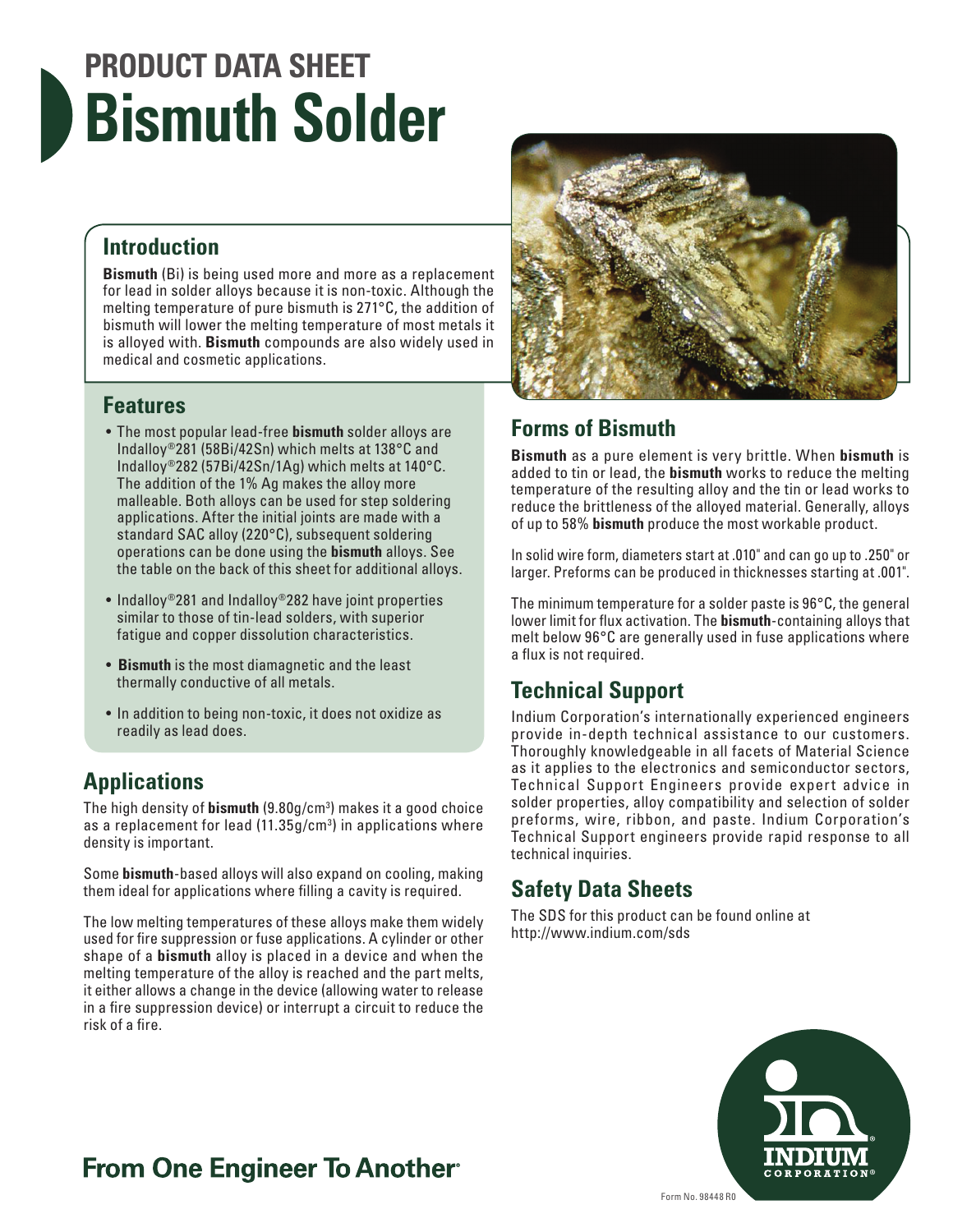# PRODUCT DATA SHEET
# Bismuth Solder

## Introduction

**Bismuth** (Bi) is being used more and more as a replacement for lead in solder alloys because it is non-toxic. Although the melting temperature of pure bismuth is 271°C, the addition of bismuth will lower the melting temperature of most metals it is alloyed with. **Bismuth** compounds are also widely used in medical and cosmetic applications.

## Features

- The most popular lead-free **bismuth** solder alloys are Indalloy®281 (58Bi/42Sn) which melts at 138°C and Indalloy®282 (57Bi/42Sn/1Ag) which melts at 140°C. The addition of the 1% Ag makes the alloy more malleable. Both alloys can be used for step soldering applications. After the initial joints are made with a standard SAC alloy (220°C), subsequent soldering operations can be done using the **bismuth** alloys. See the table on the back of this sheet for additional alloys.
- Indalloy®281 and Indalloy®282 have joint properties similar to those of tin-lead solders, with superior fatigue and copper dissolution characteristics.
- **Bismuth** is the most diamagnetic and the least thermally conductive of all metals.
- In addition to being non-toxic, it does not oxidize as readily as lead does.

## Applications

The high density of **bismuth** (9.80g/cm$^3$) makes it a good choice as a replacement for lead (11.35g/cm$^3$) in applications where density is important.

Some **bismuth**-based alloys will also expand on cooling, making them ideal for applications where filling a cavity is required.

The low melting temperatures of these alloys make them widely used for fire suppression or fuse applications. A cylinder or other shape of a **bismuth** alloy is placed in a device and when the melting temperature of the alloy is reached and the part melts, it either allows a change in the device (allowing water to release in a fire suppression device) or interrupt a circuit to reduce the risk of a fire.

## Forms of Bismuth

**Bismuth** as a pure element is very brittle. When **bismuth** is added to tin or lead, the **bismuth** works to reduce the melting temperature of the resulting alloy and the tin or lead works to reduce the brittleness of the alloyed material. Generally, alloys of up to 58% **bismuth** produce the most workable product.

In solid wire form, diameters start at .010" and can go up to .250" or larger. Preforms can be produced in thicknesses starting at .001".

The minimum temperature for a solder paste is 96°C, the general lower limit for flux activation. The **bismuth**-containing alloys that melt below 96°C are generally used in fuse applications where a flux is not required.

## Technical Support

Indium Corporation's internationally experienced engineers provide in-depth technical assistance to our customers. Thoroughly knowledgeable in all facets of Material Science as it applies to the electronics and semiconductor sectors, Technical Support Engineers provide expert advice in solder properties, alloy compatibility and selection of solder preforms, wire, ribbon, and paste. Indium Corporation's Technical Support engineers provide rapid response to all technical inquiries.

## Safety Data Sheets

The SDS for this product can be found online at http://www.indium.com/sds

From One Engineer To Another®

Form No. 98448 R0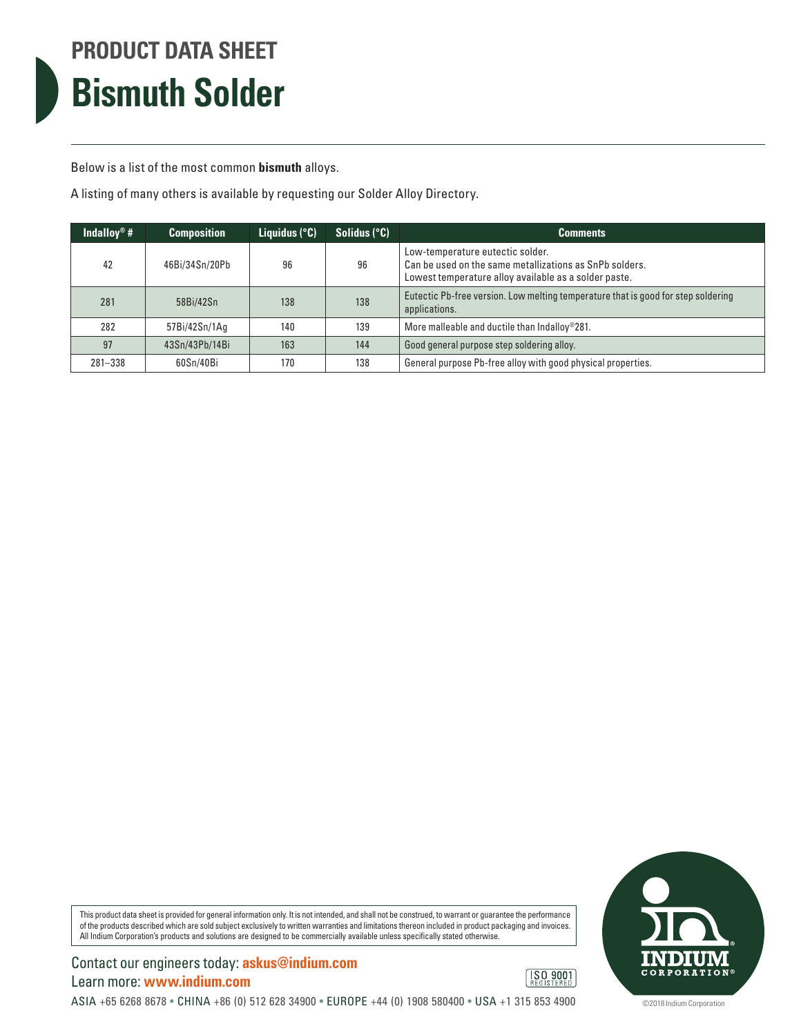# PRODUCT DATA SHEET

# Bismuth Solder

Below is a list of the most common **bismuth** alloys.

A listing of many others is available by requesting our Solder Alloy Directory.

| Indalloy® # | Composition | Liquidus (°C) | Solidus (°C) | Comments |
|---|---|---|---|---|
| 42 | 46Bi/34Sn/20Pb | 96 | 96 | Low-temperature eutectic solder. Can be used on the same metallizations as SnPb solders. Lowest temperature alloy available as a solder paste. |
| 281 | 58Bi/42Sn | 138 | 138 | Eutectic Pb-free version. Low melting temperature that is good for step soldering applications. |
| 282 | 57Bi/42Sn/1Ag | 140 | 139 | More malleable and ductile than Indalloy®281. |
| 97 | 43Sn/43Pb/14Bi | 163 | 144 | Good general purpose step soldering alloy. |
| 281–338 | 60Sn/40Bi | 170 | 138 | General purpose Pb-free alloy with good physical properties. |

This product data sheet is provided for general information only. It is not intended, and shall not be construed, to warrant or guarantee the performance of the products described which are sold subject exclusively to written warranties and limitations thereon included in product packaging and invoices. All Indium Corporation's products and solutions are designed to be commercially available unless specifically stated otherwise.

Contact our engineers today: **askus@indium.com**
Learn more: **www.indium.com**

ISO 9001 REGISTERED

ASIA +65 6268 8678 • CHINA +86 (0) 512 628 34900 • EUROPE +44 (0) 1908 580400 • USA +1 315 853 4900

INDIUM CORPORATION®

©2018 Indium Corporation